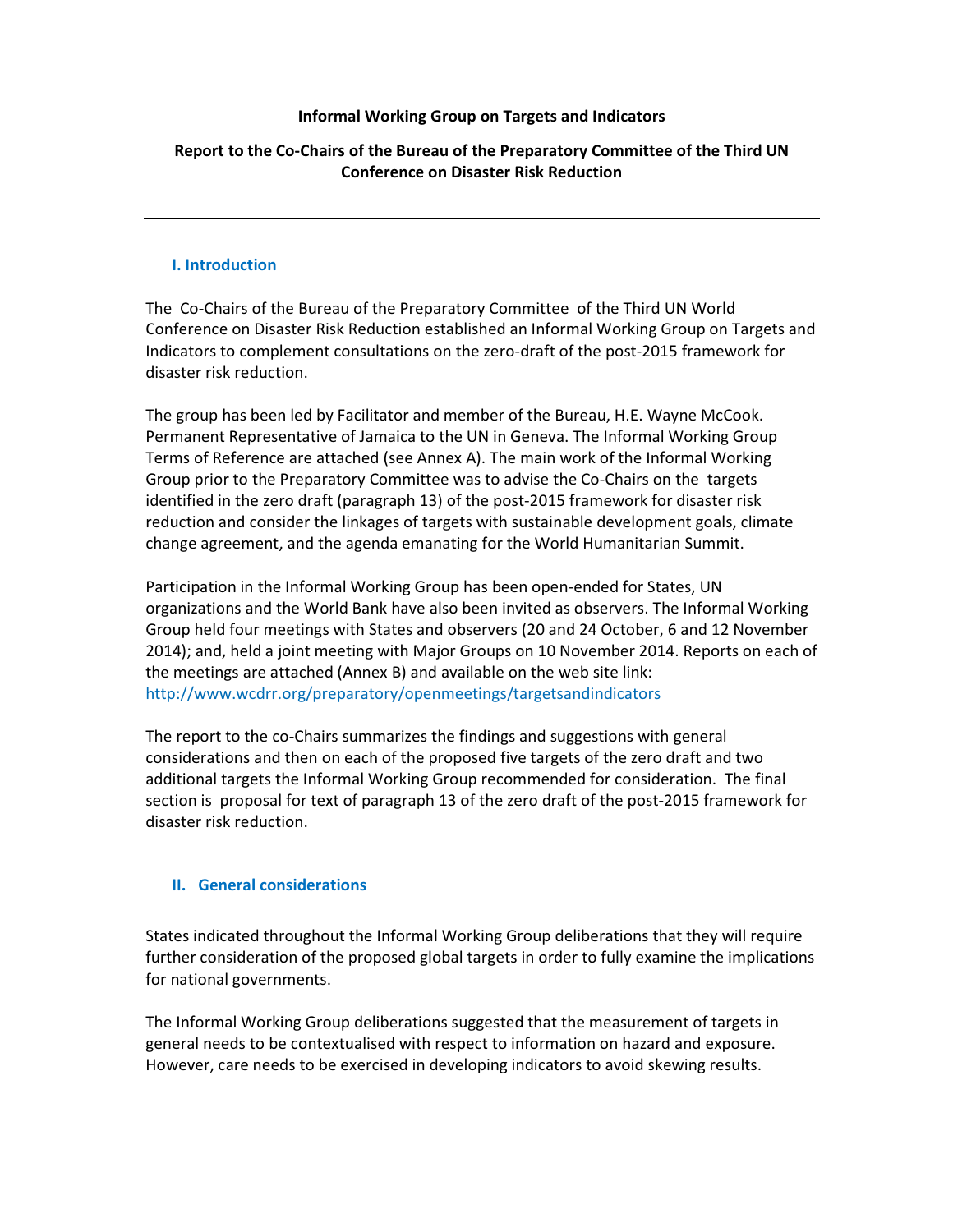**Informal Working Group on Targets and Indicators**

**Report to the Co-Chairs of the Bureau of the Preparatory Committee of the Third UN Conference on Disaster Risk Reduction**

---

## I. Introduction

The Co-Chairs of the Bureau of the Preparatory Committee of the Third UN World Conference on Disaster Risk Reduction established an Informal Working Group on Targets and Indicators to complement consultations on the zero-draft of the post-2015 framework for disaster risk reduction.

The group has been led by Facilitator and member of the Bureau, H.E. Wayne McCook. Permanent Representative of Jamaica to the UN in Geneva. The Informal Working Group Terms of Reference are attached (see Annex A). The main work of the Informal Working Group prior to the Preparatory Committee was to advise the Co-Chairs on the targets identified in the zero draft (paragraph 13) of the post-2015 framework for disaster risk reduction and consider the linkages of targets with sustainable development goals, climate change agreement, and the agenda emanating for the World Humanitarian Summit.

Participation in the Informal Working Group has been open-ended for States, UN organizations and the World Bank have also been invited as observers. The Informal Working Group held four meetings with States and observers (20 and 24 October, 6 and 12 November 2014); and, held a joint meeting with Major Groups on 10 November 2014. Reports on each of the meetings are attached (Annex B) and available on the web site link: http://www.wcdrr.org/preparatory/openmeetings/targetsandindicators

The report to the co-Chairs summarizes the findings and suggestions with general considerations and then on each of the proposed five targets of the zero draft and two additional targets the Informal Working Group recommended for consideration. The final section is proposal for text of paragraph 13 of the zero draft of the post-2015 framework for disaster risk reduction.

## II. General considerations

States indicated throughout the Informal Working Group deliberations that they will require further consideration of the proposed global targets in order to fully examine the implications for national governments.

The Informal Working Group deliberations suggested that the measurement of targets in general needs to be contextualised with respect to information on hazard and exposure. However, care needs to be exercised in developing indicators to avoid skewing results.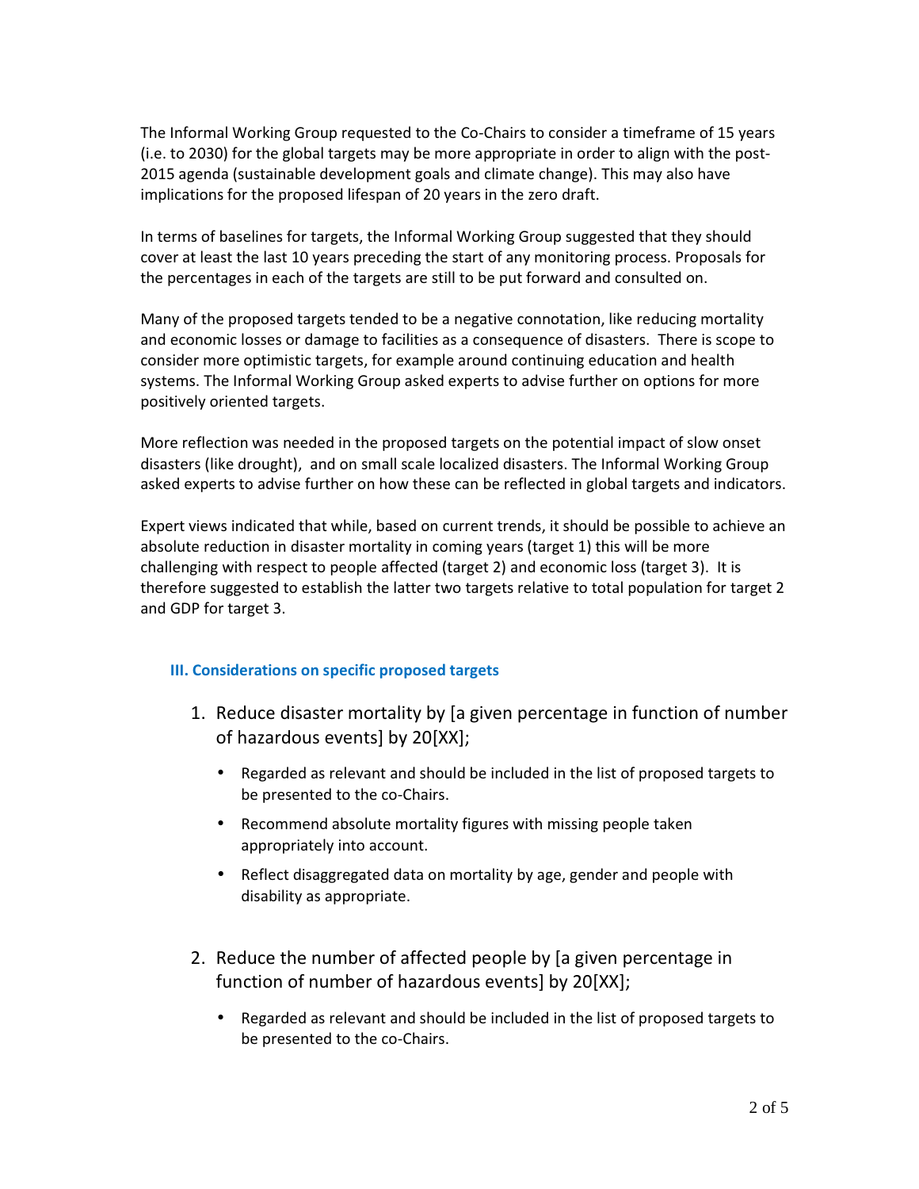The Informal Working Group requested to the Co-Chairs to consider a timeframe of 15 years (i.e. to 2030) for the global targets may be more appropriate in order to align with the post-2015 agenda (sustainable development goals and climate change). This may also have implications for the proposed lifespan of 20 years in the zero draft.

In terms of baselines for targets, the Informal Working Group suggested that they should cover at least the last 10 years preceding the start of any monitoring process. Proposals for the percentages in each of the targets are still to be put forward and consulted on.

Many of the proposed targets tended to be a negative connotation, like reducing mortality and economic losses or damage to facilities as a consequence of disasters. There is scope to consider more optimistic targets, for example around continuing education and health systems. The Informal Working Group asked experts to advise further on options for more positively oriented targets.

More reflection was needed in the proposed targets on the potential impact of slow onset disasters (like drought), and on small scale localized disasters. The Informal Working Group asked experts to advise further on how these can be reflected in global targets and indicators.

Expert views indicated that while, based on current trends, it should be possible to achieve an absolute reduction in disaster mortality in coming years (target 1) this will be more challenging with respect to people affected (target 2) and economic loss (target 3). It is therefore suggested to establish the latter two targets relative to total population for target 2 and GDP for target 3.

### III. Considerations on specific proposed targets

1. Reduce disaster mortality by [a given percentage in function of number of hazardous events] by 20[XX];

   - Regarded as relevant and should be included in the list of proposed targets to be presented to the co-Chairs.
   - Recommend absolute mortality figures with missing people taken appropriately into account.
   - Reflect disaggregated data on mortality by age, gender and people with disability as appropriate.

2. Reduce the number of affected people by [a given percentage in function of number of hazardous events] by 20[XX];

   - Regarded as relevant and should be included in the list of proposed targets to be presented to the co-Chairs.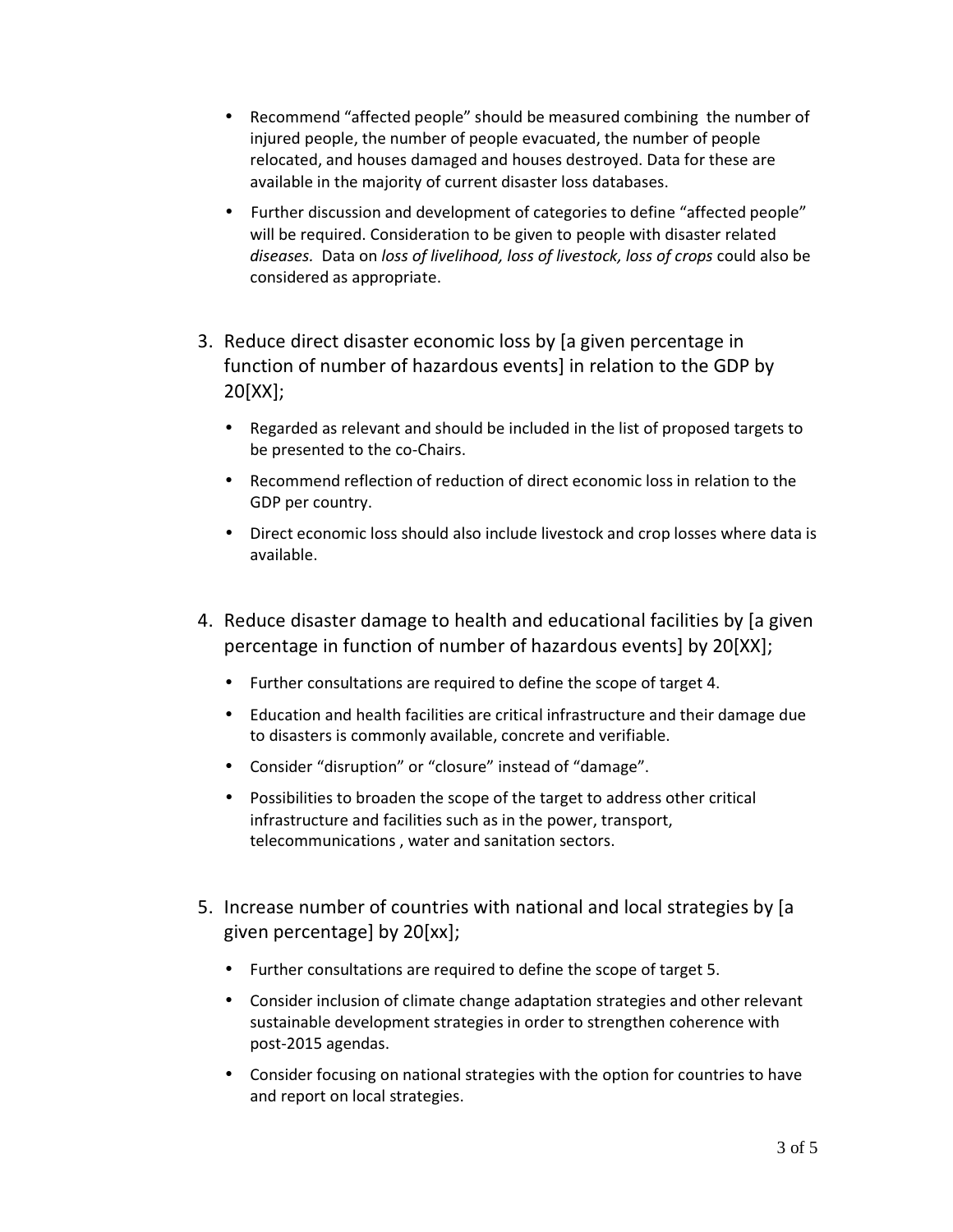- Recommend "affected people" should be measured combining the number of injured people, the number of people evacuated, the number of people relocated, and houses damaged and houses destroyed. Data for these are available in the majority of current disaster loss databases.
- Further discussion and development of categories to define "affected people" will be required. Consideration to be given to people with disaster related *diseases.* Data on *loss of livelihood, loss of livestock, loss of crops* could also be considered as appropriate.

3. Reduce direct disaster economic loss by [a given percentage in function of number of hazardous events] in relation to the GDP by 20[XX];

   - Regarded as relevant and should be included in the list of proposed targets to be presented to the co-Chairs.
   - Recommend reflection of reduction of direct economic loss in relation to the GDP per country.
   - Direct economic loss should also include livestock and crop losses where data is available.

4. Reduce disaster damage to health and educational facilities by [a given percentage in function of number of hazardous events] by 20[XX];

   - Further consultations are required to define the scope of target 4.
   - Education and health facilities are critical infrastructure and their damage due to disasters is commonly available, concrete and verifiable.
   - Consider "disruption" or "closure" instead of "damage".
   - Possibilities to broaden the scope of the target to address other critical infrastructure and facilities such as in the power, transport, telecommunications , water and sanitation sectors.

5. Increase number of countries with national and local strategies by [a given percentage] by 20[xx];

   - Further consultations are required to define the scope of target 5.
   - Consider inclusion of climate change adaptation strategies and other relevant sustainable development strategies in order to strengthen coherence with post-2015 agendas.
   - Consider focusing on national strategies with the option for countries to have and report on local strategies.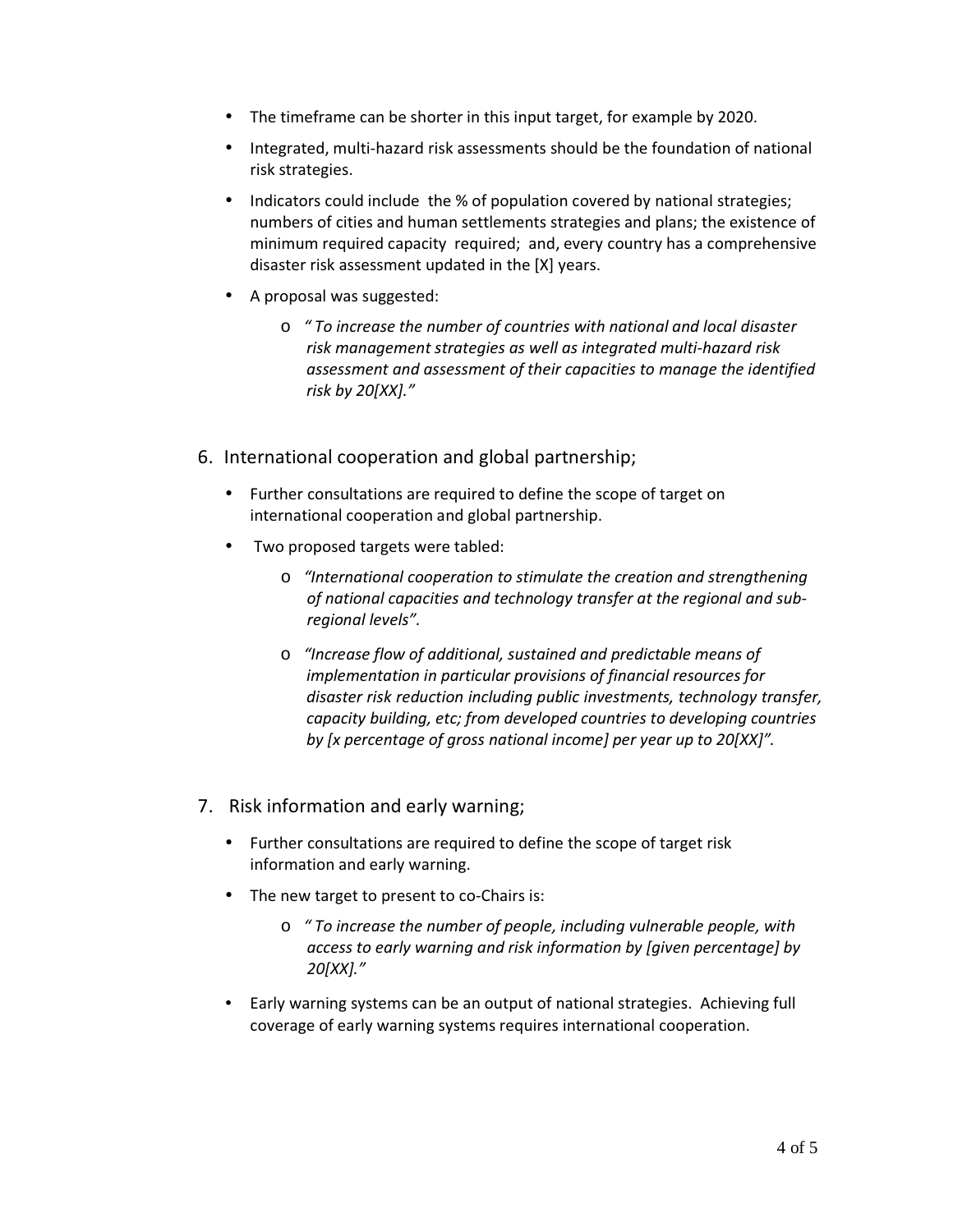- The timeframe can be shorter in this input target, for example by 2020.
- Integrated, multi-hazard risk assessments should be the foundation of national risk strategies.
- Indicators could include the % of population covered by national strategies; numbers of cities and human settlements strategies and plans; the existence of minimum required capacity required; and, every country has a comprehensive disaster risk assessment updated in the [X] years.
- A proposal was suggested:
    - *" To increase the number of countries with national and local disaster risk management strategies as well as integrated multi-hazard risk assessment and assessment of their capacities to manage the identified risk by 20[XX]."*

6. International cooperation and global partnership;

- Further consultations are required to define the scope of target on international cooperation and global partnership.
- Two proposed targets were tabled:
    - *"International cooperation to stimulate the creation and strengthening of national capacities and technology transfer at the regional and sub-regional levels".*
    - *"Increase flow of additional, sustained and predictable means of implementation in particular provisions of financial resources for disaster risk reduction including public investments, technology transfer, capacity building, etc; from developed countries to developing countries by [x percentage of gross national income] per year up to 20[XX]".*

7. Risk information and early warning;

- Further consultations are required to define the scope of target risk information and early warning.
- The new target to present to co-Chairs is:
    - *" To increase the number of people, including vulnerable people, with access to early warning and risk information by [given percentage] by 20[XX]."*
- Early warning systems can be an output of national strategies. Achieving full coverage of early warning systems requires international cooperation.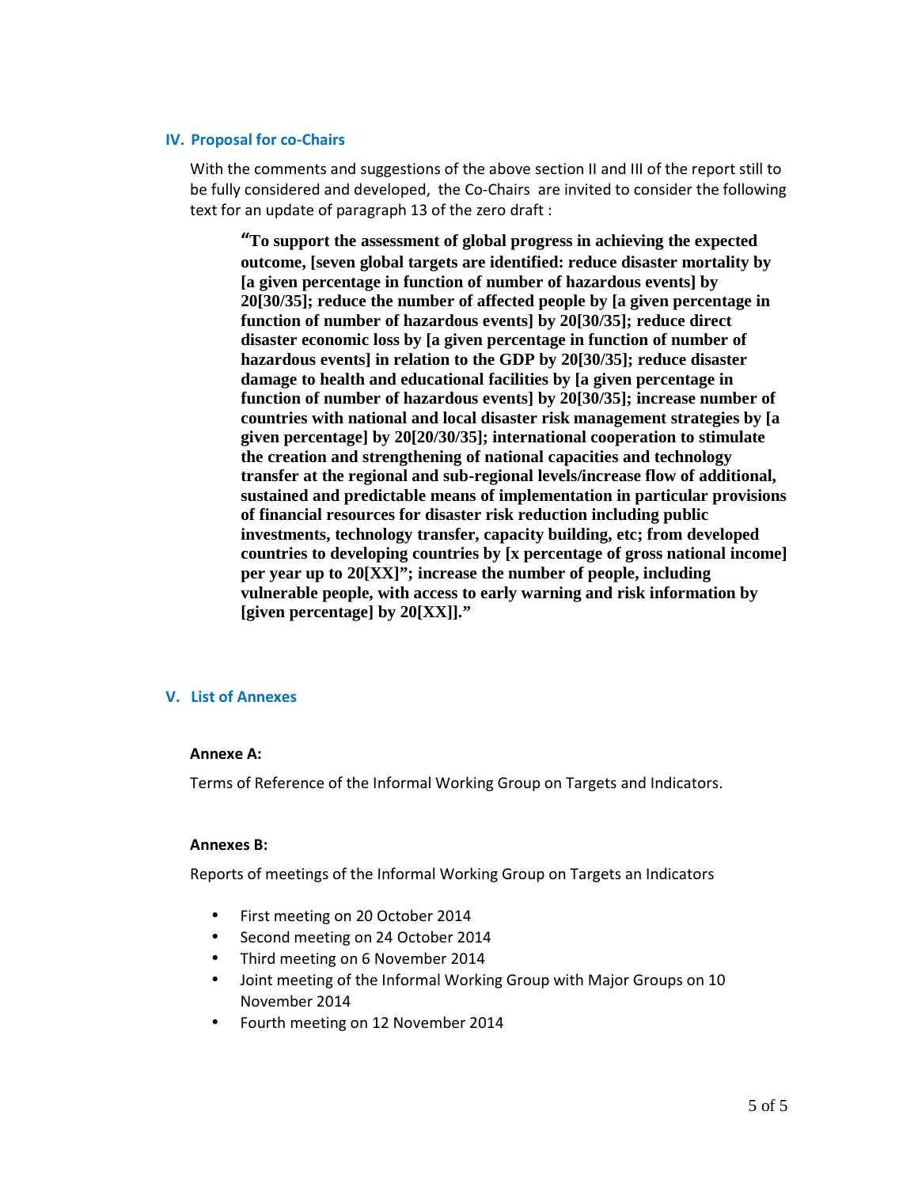## IV. Proposal for co-Chairs

With the comments and suggestions of the above section II and III of the report still to be fully considered and developed, the Co-Chairs are invited to consider the following text for an update of paragraph 13 of the zero draft :

> **"To support the assessment of global progress in achieving the expected outcome, [seven global targets are identified: reduce disaster mortality by [a given percentage in function of number of hazardous events] by 20[30/35]; reduce the number of affected people by [a given percentage in function of number of hazardous events] by 20[30/35]; reduce direct disaster economic loss by [a given percentage in function of number of hazardous events] in relation to the GDP by 20[30/35]; reduce disaster damage to health and educational facilities by [a given percentage in function of number of hazardous events] by 20[30/35]; increase number of countries with national and local disaster risk management strategies by [a given percentage] by 20[20/30/35]; international cooperation to stimulate the creation and strengthening of national capacities and technology transfer at the regional and sub-regional levels/increase flow of additional, sustained and predictable means of implementation in particular provisions of financial resources for disaster risk reduction including public investments, technology transfer, capacity building, etc; from developed countries to developing countries by [x percentage of gross national income] per year up to 20[XX]"; increase the number of people, including vulnerable people, with access to early warning and risk information by [given percentage] by 20[XX]]."**

## V. List of Annexes

**Annexe A:**

Terms of Reference of the Informal Working Group on Targets and Indicators.

**Annexes B:**

Reports of meetings of the Informal Working Group on Targets an Indicators

- First meeting on 20 October 2014
- Second meeting on 24 October 2014
- Third meeting on 6 November 2014
- Joint meeting of the Informal Working Group with Major Groups on 10 November 2014
- Fourth meeting on 12 November 2014